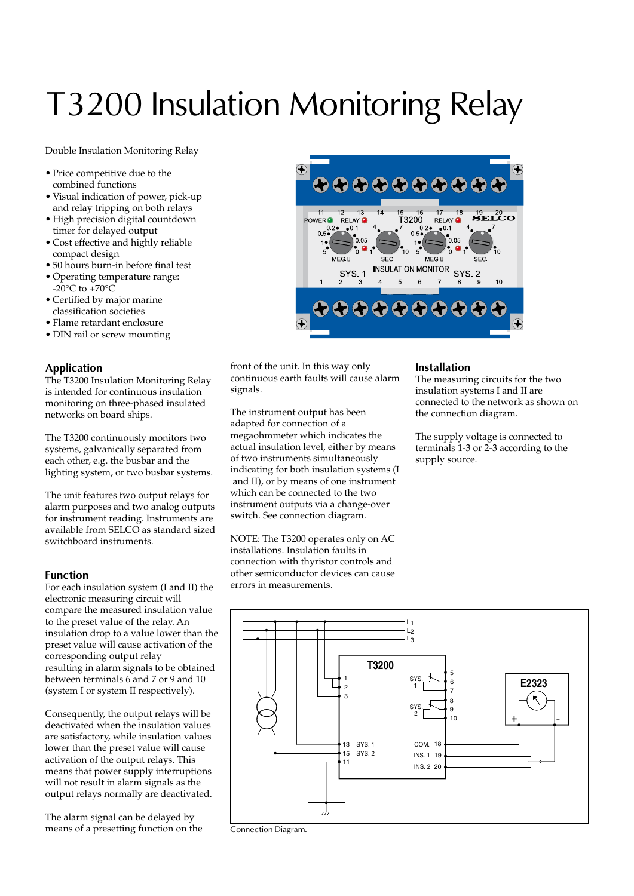# T3200 Insulation Monitoring Relay

Double Insulation Monitoring Relay

- Price competitive due to the combined functions
- Visual indication of power, pick-up and relay tripping on both relays
- High precision digital countdown timer for delayed output
- Cost effective and highly reliable compact design
- 50 hours burn-in before final test
- Operating temperature range: -20°C to +70°C
- Certified by major marine classification societies
- Flame retardant enclosure
- DIN rail or screw mounting

## Application

The T3200 Insulation Monitoring Relay is intended for continuous insulation monitoring on three-phased insulated networks on board ships.

The T3200 continuously monitors two systems, galvanically separated from each other, e.g. the busbar and the lighting system, or two busbar systems.

The unit features two output relays for alarm purposes and two analog outputs for instrument reading. Instruments are available from SELCO as standard sized switchboard instruments.

## Function

For each insulation system (I and II) the electronic measuring circuit will compare the measured insulation value to the preset value of the relay. An insulation drop to a value lower than the preset value will cause activation of the corresponding output relay resulting in alarm signals to be obtained between terminals 6 and 7 or 9 and 10 (system I or system II respectively).

Consequently, the output relays will be deactivated when the insulation values are satisfactory, while insulation values lower than the preset value will cause activation of the output relays. This means that power supply interruptions will not result in alarm signals as the output relays normally are deactivated.

The alarm signal can be delayed by means of a presetting function on the front of the unit. In this way only continuous earth faults will cause alarm signals.

The instrument output has been adapted for connection of a megaohmmeter which indicates the actual insulation level, either by means of two instruments simultaneously indicating for both insulation systems (I and II), or by means of one instrument which can be connected to the two instrument outputs via a change-over switch. See connection diagram.

NOTE: The T3200 operates only on AC installations. Insulation faults in connection with thyristor controls and other semiconductor devices can cause errors in measurements.

## Installation

The measuring circuits for the two insulation systems I and II are connected to the network as shown on the connection diagram.

The supply voltage is connected to terminals 1-3 or 2-3 according to the supply source.

Connection Diagram.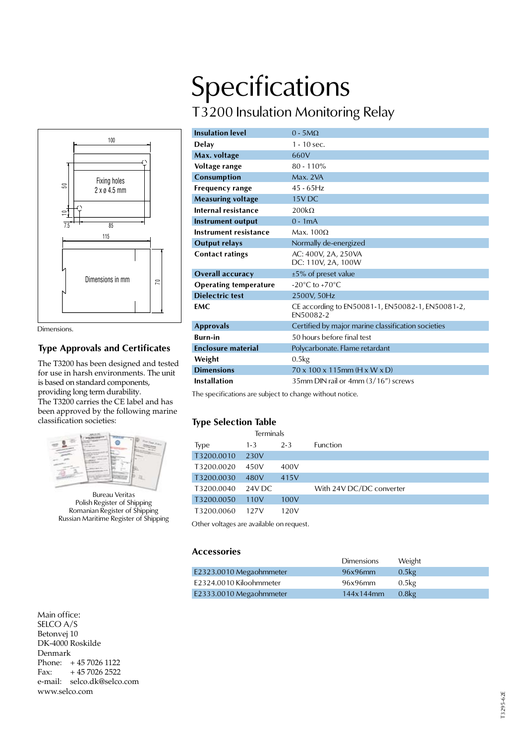# Specifications

## T3200 Insulation Monitoring Relay

| | |
|---|---|
| **Insulation level** | 0 - 5MΩ |
| **Delay** | 1 - 10 sec. |
| **Max. voltage** | 660V |
| **Voltage range** | 80 - 110% |
| **Consumption** | Max. 2VA |
| **Frequency range** | 45 - 65Hz |
| **Measuring voltage** | 15V DC |
| **Internal resistance** | 200kΩ |
| **Instrument output** | 0 - 1mA |
| **Instrument resistance** | Max. 100Ω |
| **Output relays** | Normally de-energized |
| **Contact ratings** | AC: 400V, 2A, 250VA<br>DC: 110V, 2A, 100W |
| **Overall accuracy** | ±5% of preset value |
| **Operating temperature** | -20°C to +70°C |
| **Dielectric test** | 2500V, 50Hz |
| **EMC** | CE according to EN50081-1, EN50082-1, EN50081-2, EN50082-2 |
| **Approvals** | Certified by major marine classification societies |
| **Burn-in** | 50 hours before final test |
| **Enclosure material** | Polycarbonate. Flame retardant |
| **Weight** | 0.5kg |
| **Dimensions** | 70 x 100 x 115mm (H x W x D) |
| **Installation** | 35mm DIN rail or 4mm (3/16") screws |

The specifications are subject to change without notice.

100
Fixing holes
2 x ø 4.5 mm
50
10
7.5
85
115
Dimensions in mm
70

Dimensions.

### Type Approvals and Certificates

The T3200 has been designed and tested for use in harsh environments. The unit is based on standard components, providing long term durability.
The T3200 carries the CE label and has been approved by the following marine classification societies:

Bureau Veritas
Polish Register of Shipping
Romanian Register of Shipping
Russian Maritime Register of Shipping

### Type Selection Table

| | Terminals | | |
|---|---|---|---|
| Type | 1-3 | 2-3 | Function |
| T3200.0010 | 230V | | |
| T3200.0020 | 450V | 400V | |
| T3200.0030 | 480V | 415V | |
| T3200.0040 | 24V DC | | With 24V DC/DC converter |
| T3200.0050 | 110V | 100V | |
| T3200.0060 | 127V | 120V | |

Other voltages are available on request.

### Accessories

| | Dimensions | Weight |
|---|---|---|
| E2323.0010 Megaohmmeter | 96x96mm | 0.5kg |
| E2324.0010 Kiloohmmeter | 96x96mm | 0.5kg |
| E2333.0010 Megaohmmeter | 144x144mm | 0.8kg |

Main office:
SELCO A/S
Betonvej 10
DK-4000 Roskilde
Denmark
Phone: + 45 7026 1122
Fax: + 45 7026 2522
e-mail: selco.dk@selco.com
www.selco.com

T3295-62E